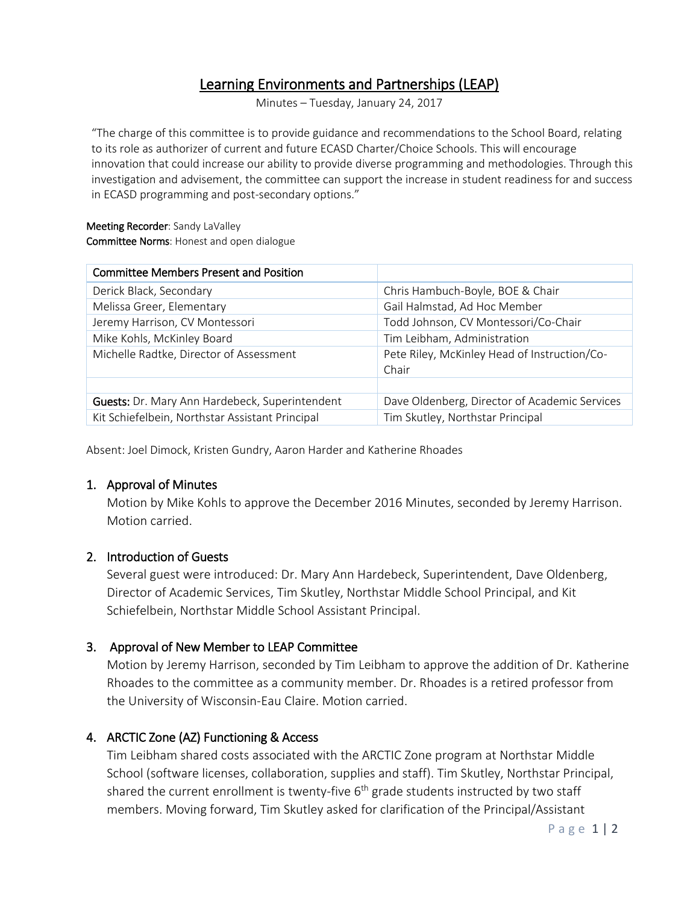# Learning Environments and Partnerships (LEAP)

Minutes – Tuesday, January 24, 2017

"The charge of this committee is to provide guidance and recommendations to the School Board, relating to its role as authorizer of current and future ECASD Charter/Choice Schools. This will encourage innovation that could increase our ability to provide diverse programming and methodologies. Through this investigation and advisement, the committee can support the increase in student readiness for and success in ECASD programming and post-secondary options."

**Meeting Recorder**: Sandy LaValley
**Committee Norms**: Honest and open dialogue

| Committee Members Present and Position | |
|---|---|
| Derick Black, Secondary | Chris Hambuch-Boyle, BOE & Chair |
| Melissa Greer, Elementary | Gail Halmstad, Ad Hoc Member |
| Jeremy Harrison, CV Montessori | Todd Johnson, CV Montessori/Co-Chair |
| Mike Kohls, McKinley Board | Tim Leibham, Administration |
| Michelle Radtke, Director of Assessment | Pete Riley, McKinley Head of Instruction/Co-Chair |
| | |
| **Guests:** Dr. Mary Ann Hardebeck, Superintendent | Dave Oldenberg, Director of Academic Services |
| Kit Schiefelbein, Northstar Assistant Principal | Tim Skutley, Northstar Principal |

Absent: Joel Dimock, Kristen Gundry, Aaron Harder and Katherine Rhoades

## 1. Approval of Minutes

Motion by Mike Kohls to approve the December 2016 Minutes, seconded by Jeremy Harrison. Motion carried.

## 2. Introduction of Guests

Several guest were introduced: Dr. Mary Ann Hardebeck, Superintendent, Dave Oldenberg, Director of Academic Services, Tim Skutley, Northstar Middle School Principal, and Kit Schiefelbein, Northstar Middle School Assistant Principal.

## 3. Approval of New Member to LEAP Committee

Motion by Jeremy Harrison, seconded by Tim Leibham to approve the addition of Dr. Katherine Rhoades to the committee as a community member. Dr. Rhoades is a retired professor from the University of Wisconsin-Eau Claire. Motion carried.

## 4. ARCTIC Zone (AZ) Functioning & Access

Tim Leibham shared costs associated with the ARCTIC Zone program at Northstar Middle School (software licenses, collaboration, supplies and staff). Tim Skutley, Northstar Principal, shared the current enrollment is twenty-five 6th grade students instructed by two staff members. Moving forward, Tim Skutley asked for clarification of the Principal/Assistant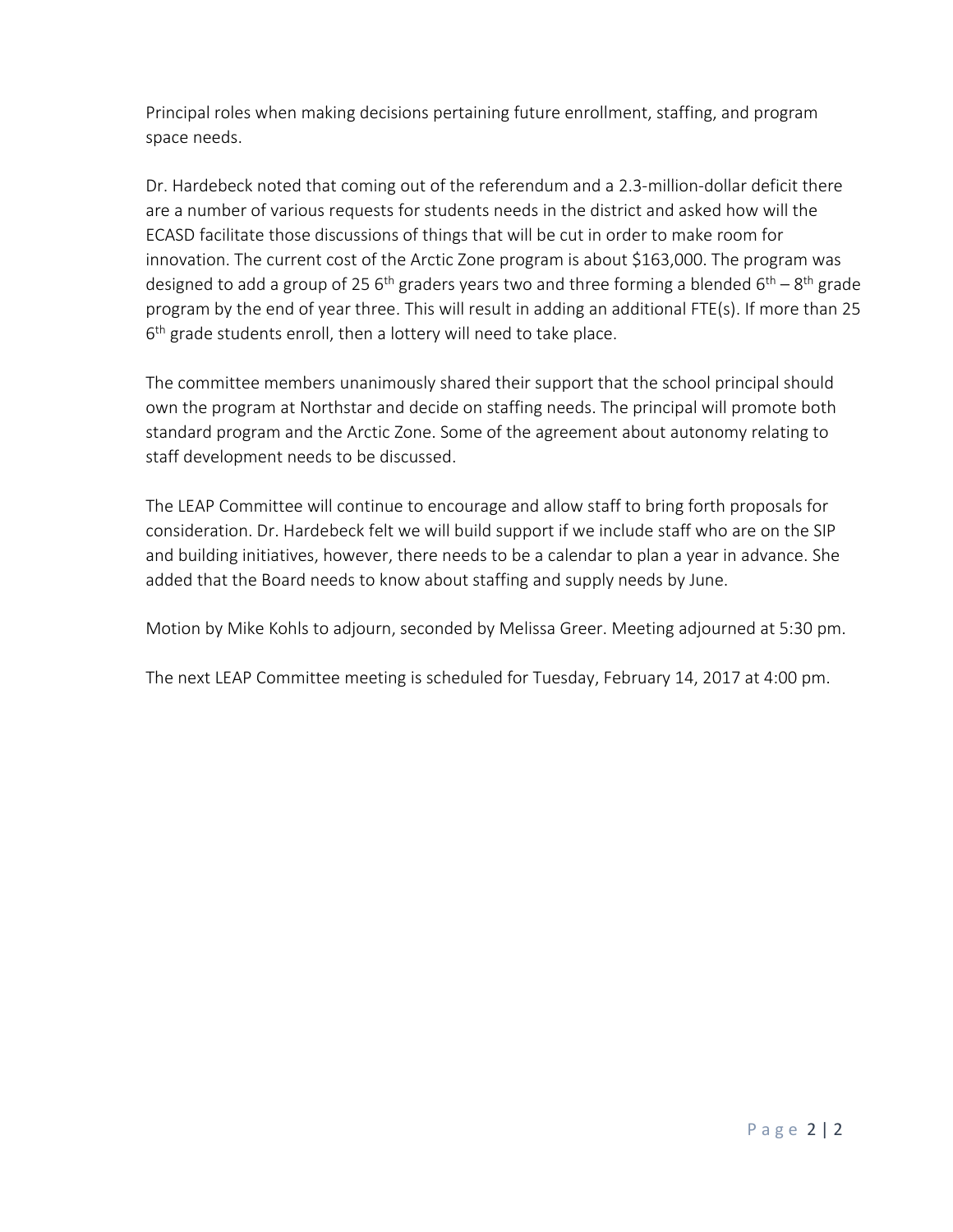Principal roles when making decisions pertaining future enrollment, staffing, and program space needs.

Dr. Hardebeck noted that coming out of the referendum and a 2.3-million-dollar deficit there are a number of various requests for students needs in the district and asked how will the ECASD facilitate those discussions of things that will be cut in order to make room for innovation. The current cost of the Arctic Zone program is about $163,000. The program was designed to add a group of 25 6th graders years two and three forming a blended 6th – 8th grade program by the end of year three. This will result in adding an additional FTE(s). If more than 25 6th grade students enroll, then a lottery will need to take place.

The committee members unanimously shared their support that the school principal should own the program at Northstar and decide on staffing needs. The principal will promote both standard program and the Arctic Zone. Some of the agreement about autonomy relating to staff development needs to be discussed.

The LEAP Committee will continue to encourage and allow staff to bring forth proposals for consideration. Dr. Hardebeck felt we will build support if we include staff who are on the SIP and building initiatives, however, there needs to be a calendar to plan a year in advance. She added that the Board needs to know about staffing and supply needs by June.

Motion by Mike Kohls to adjourn, seconded by Melissa Greer. Meeting adjourned at 5:30 pm.

The next LEAP Committee meeting is scheduled for Tuesday, February 14, 2017 at 4:00 pm.